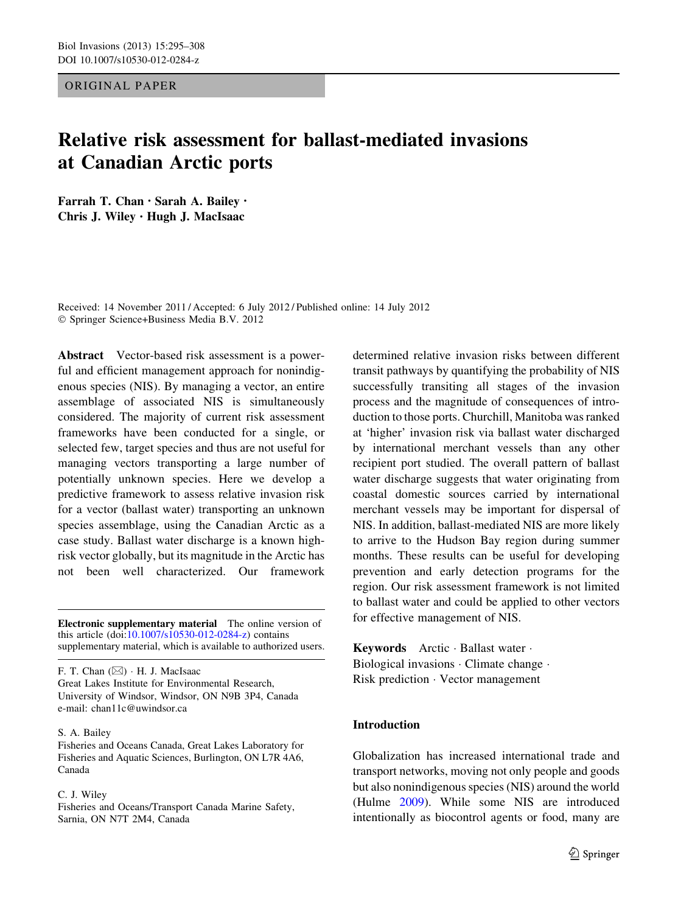ORIGINAL PAPER

# Relative risk assessment for ballast-mediated invasions at Canadian Arctic ports

**Farrah T. Chan · Sarah A. Bailey · Chris J. Wiley · Hugh J. MacIsaac**

Received: 14 November 2011 / Accepted: 6 July 2012 / Published online: 14 July 2012
© Springer Science+Business Media B.V. 2012

**Abstract** Vector-based risk assessment is a powerful and efficient management approach for nonindigenous species (NIS). By managing a vector, an entire assemblage of associated NIS is simultaneously considered. The majority of current risk assessment frameworks have been conducted for a single, or selected few, target species and thus are not useful for managing vectors transporting a large number of potentially unknown species. Here we develop a predictive framework to assess relative invasion risk for a vector (ballast water) transporting an unknown species assemblage, using the Canadian Arctic as a case study. Ballast water discharge is a known high-risk vector globally, but its magnitude in the Arctic has not been well characterized. Our framework determined relative invasion risks between different transit pathways by quantifying the probability of NIS successfully transiting all stages of the invasion process and the magnitude of consequences of introduction to those ports. Churchill, Manitoba was ranked at 'higher' invasion risk via ballast water discharged by international merchant vessels than any other recipient port studied. The overall pattern of ballast water discharge suggests that water originating from coastal domestic sources carried by international merchant vessels may be important for dispersal of NIS. In addition, ballast-mediated NIS are more likely to arrive to the Hudson Bay region during summer months. These results can be useful for developing prevention and early detection programs for the region. Our risk assessment framework is not limited to ballast water and could be applied to other vectors for effective management of NIS.

**Keywords** Arctic · Ballast water · Biological invasions · Climate change · Risk prediction · Vector management

**Electronic supplementary material** The online version of this article (doi:10.1007/s10530-012-0284-z) contains supplementary material, which is available to authorized users.

F. T. Chan (✉) · H. J. MacIsaac
Great Lakes Institute for Environmental Research, University of Windsor, Windsor, ON N9B 3P4, Canada
e-mail: chan11c@uwindsor.ca

S. A. Bailey
Fisheries and Oceans Canada, Great Lakes Laboratory for Fisheries and Aquatic Sciences, Burlington, ON L7R 4A6, Canada

C. J. Wiley
Fisheries and Oceans/Transport Canada Marine Safety, Sarnia, ON N7T 2M4, Canada

## Introduction

Globalization has increased international trade and transport networks, moving not only people and goods but also nonindigenous species (NIS) around the world (Hulme 2009). While some NIS are introduced intentionally as biocontrol agents or food, many are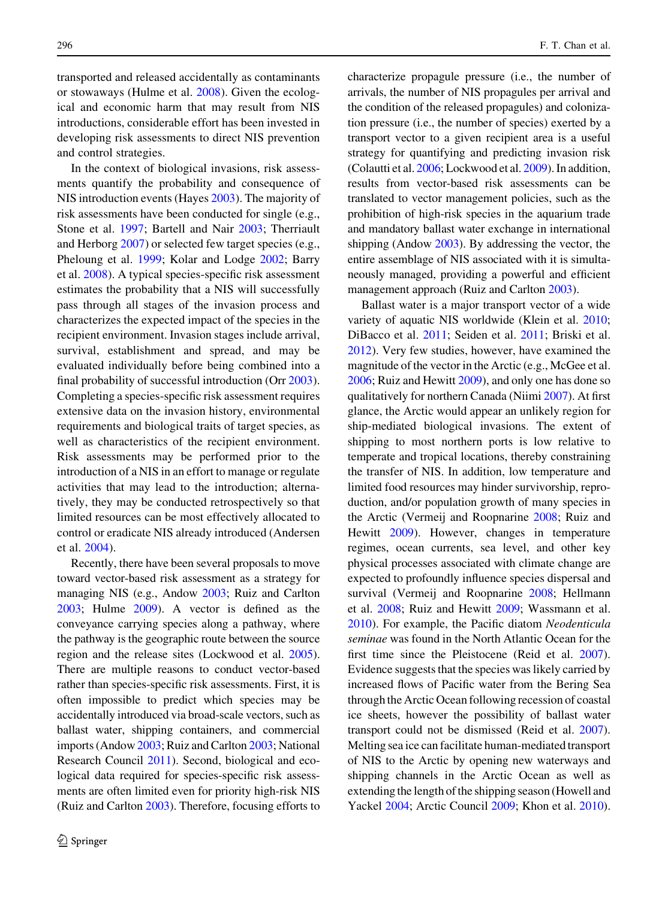transported and released accidentally as contaminants or stowaways (Hulme et al. 2008). Given the ecological and economic harm that may result from NIS introductions, considerable effort has been invested in developing risk assessments to direct NIS prevention and control strategies.

In the context of biological invasions, risk assessments quantify the probability and consequence of NIS introduction events (Hayes 2003). The majority of risk assessments have been conducted for single (e.g., Stone et al. 1997; Bartell and Nair 2003; Therriault and Herborg 2007) or selected few target species (e.g., Pheloung et al. 1999; Kolar and Lodge 2002; Barry et al. 2008). A typical species-specific risk assessment estimates the probability that a NIS will successfully pass through all stages of the invasion process and characterizes the expected impact of the species in the recipient environment. Invasion stages include arrival, survival, establishment and spread, and may be evaluated individually before being combined into a final probability of successful introduction (Orr 2003). Completing a species-specific risk assessment requires extensive data on the invasion history, environmental requirements and biological traits of target species, as well as characteristics of the recipient environment. Risk assessments may be performed prior to the introduction of a NIS in an effort to manage or regulate activities that may lead to the introduction; alternatively, they may be conducted retrospectively so that limited resources can be most effectively allocated to control or eradicate NIS already introduced (Andersen et al. 2004).

Recently, there have been several proposals to move toward vector-based risk assessment as a strategy for managing NIS (e.g., Andow 2003; Ruiz and Carlton 2003; Hulme 2009). A vector is defined as the conveyance carrying species along a pathway, where the pathway is the geographic route between the source region and the release sites (Lockwood et al. 2005). There are multiple reasons to conduct vector-based rather than species-specific risk assessments. First, it is often impossible to predict which species may be accidentally introduced via broad-scale vectors, such as ballast water, shipping containers, and commercial imports (Andow 2003; Ruiz and Carlton 2003; National Research Council 2011). Second, biological and ecological data required for species-specific risk assessments are often limited even for priority high-risk NIS (Ruiz and Carlton 2003). Therefore, focusing efforts to characterize propagule pressure (i.e., the number of arrivals, the number of NIS propagules per arrival and the condition of the released propagules) and colonization pressure (i.e., the number of species) exerted by a transport vector to a given recipient area is a useful strategy for quantifying and predicting invasion risk (Colautti et al. 2006; Lockwood et al. 2009). In addition, results from vector-based risk assessments can be translated to vector management policies, such as the prohibition of high-risk species in the aquarium trade and mandatory ballast water exchange in international shipping (Andow 2003). By addressing the vector, the entire assemblage of NIS associated with it is simultaneously managed, providing a powerful and efficient management approach (Ruiz and Carlton 2003).

Ballast water is a major transport vector of a wide variety of aquatic NIS worldwide (Klein et al. 2010; DiBacco et al. 2011; Seiden et al. 2011; Briski et al. 2012). Very few studies, however, have examined the magnitude of the vector in the Arctic (e.g., McGee et al. 2006; Ruiz and Hewitt 2009), and only one has done so qualitatively for northern Canada (Niimi 2007). At first glance, the Arctic would appear an unlikely region for ship-mediated biological invasions. The extent of shipping to most northern ports is low relative to temperate and tropical locations, thereby constraining the transfer of NIS. In addition, low temperature and limited food resources may hinder survivorship, reproduction, and/or population growth of many species in the Arctic (Vermeij and Roopnarine 2008; Ruiz and Hewitt 2009). However, changes in temperature regimes, ocean currents, sea level, and other key physical processes associated with climate change are expected to profoundly influence species dispersal and survival (Vermeij and Roopnarine 2008; Hellmann et al. 2008; Ruiz and Hewitt 2009; Wassmann et al. 2010). For example, the Pacific diatom *Neodenticula seminae* was found in the North Atlantic Ocean for the first time since the Pleistocene (Reid et al. 2007). Evidence suggests that the species was likely carried by increased flows of Pacific water from the Bering Sea through the Arctic Ocean following recession of coastal ice sheets, however the possibility of ballast water transport could not be dismissed (Reid et al. 2007). Melting sea ice can facilitate human-mediated transport of NIS to the Arctic by opening new waterways and shipping channels in the Arctic Ocean as well as extending the length of the shipping season (Howell and Yackel 2004; Arctic Council 2009; Khon et al. 2010).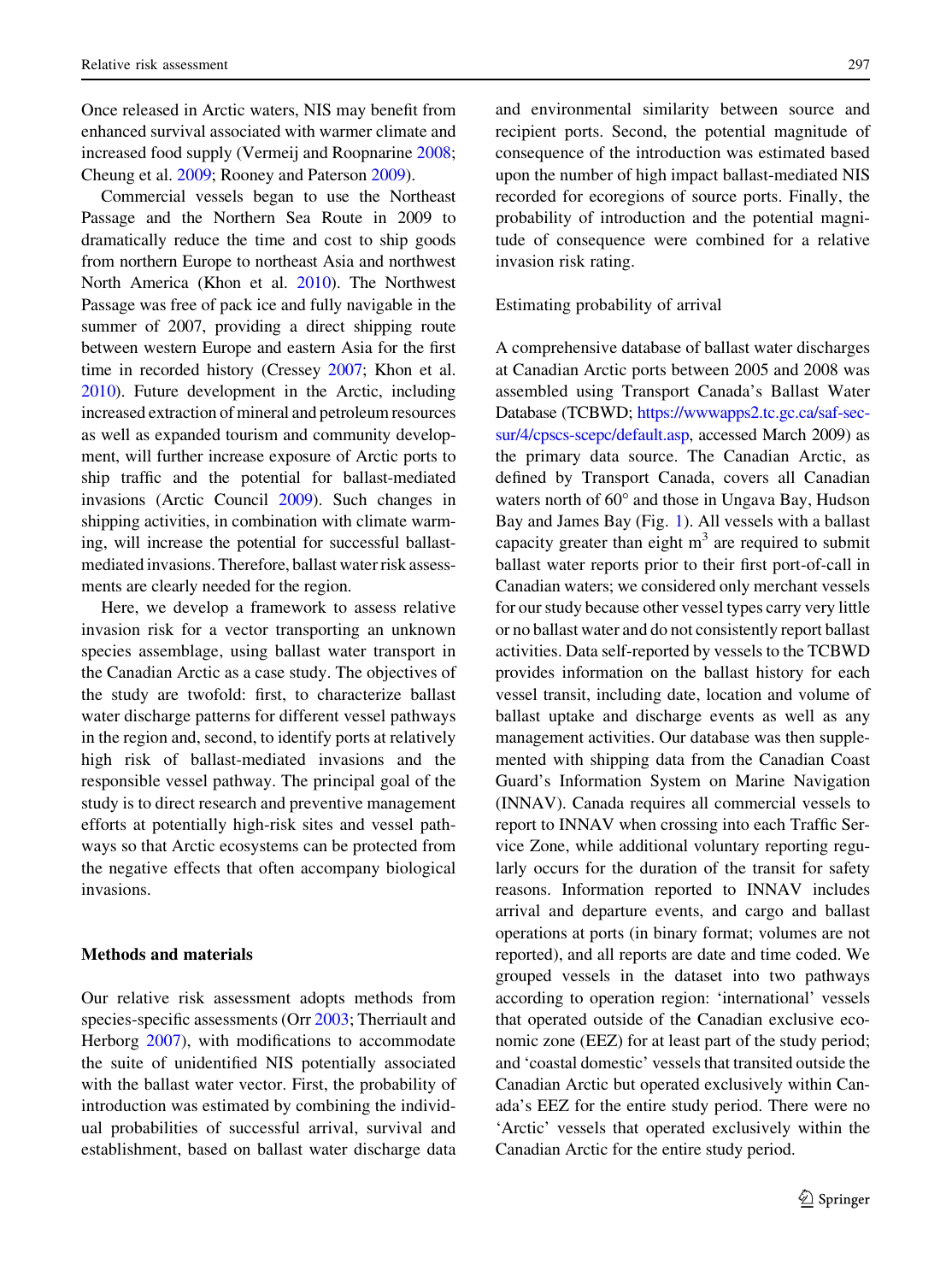Once released in Arctic waters, NIS may benefit from enhanced survival associated with warmer climate and increased food supply (Vermeij and Roopnarine 2008; Cheung et al. 2009; Rooney and Paterson 2009).

Commercial vessels began to use the Northeast Passage and the Northern Sea Route in 2009 to dramatically reduce the time and cost to ship goods from northern Europe to northeast Asia and northwest North America (Khon et al. 2010). The Northwest Passage was free of pack ice and fully navigable in the summer of 2007, providing a direct shipping route between western Europe and eastern Asia for the first time in recorded history (Cressey 2007; Khon et al. 2010). Future development in the Arctic, including increased extraction of mineral and petroleum resources as well as expanded tourism and community development, will further increase exposure of Arctic ports to ship traffic and the potential for ballast-mediated invasions (Arctic Council 2009). Such changes in shipping activities, in combination with climate warming, will increase the potential for successful ballast-mediated invasions. Therefore, ballast water risk assessments are clearly needed for the region.

Here, we develop a framework to assess relative invasion risk for a vector transporting an unknown species assemblage, using ballast water transport in the Canadian Arctic as a case study. The objectives of the study are twofold: first, to characterize ballast water discharge patterns for different vessel pathways in the region and, second, to identify ports at relatively high risk of ballast-mediated invasions and the responsible vessel pathway. The principal goal of the study is to direct research and preventive management efforts at potentially high-risk sites and vessel pathways so that Arctic ecosystems can be protected from the negative effects that often accompany biological invasions.

## Methods and materials

Our relative risk assessment adopts methods from species-specific assessments (Orr 2003; Therriault and Herborg 2007), with modifications to accommodate the suite of unidentified NIS potentially associated with the ballast water vector. First, the probability of introduction was estimated by combining the individual probabilities of successful arrival, survival and establishment, based on ballast water discharge data and environmental similarity between source and recipient ports. Second, the potential magnitude of consequence of the introduction was estimated based upon the number of high impact ballast-mediated NIS recorded for ecoregions of source ports. Finally, the probability of introduction and the potential magnitude of consequence were combined for a relative invasion risk rating.

### Estimating probability of arrival

A comprehensive database of ballast water discharges at Canadian Arctic ports between 2005 and 2008 was assembled using Transport Canada's Ballast Water Database (TCBWD; https://wwwapps2.tc.gc.ca/saf-sec-sur/4/cpscs-scepc/default.asp, accessed March 2009) as the primary data source. The Canadian Arctic, as defined by Transport Canada, covers all Canadian waters north of 60° and those in Ungava Bay, Hudson Bay and James Bay (Fig. 1). All vessels with a ballast capacity greater than eight $m^3$ are required to submit ballast water reports prior to their first port-of-call in Canadian waters; we considered only merchant vessels for our study because other vessel types carry very little or no ballast water and do not consistently report ballast activities. Data self-reported by vessels to the TCBWD provides information on the ballast history for each vessel transit, including date, location and volume of ballast uptake and discharge events as well as any management activities. Our database was then supplemented with shipping data from the Canadian Coast Guard's Information System on Marine Navigation (INNAV). Canada requires all commercial vessels to report to INNAV when crossing into each Traffic Service Zone, while additional voluntary reporting regularly occurs for the duration of the transit for safety reasons. Information reported to INNAV includes arrival and departure events, and cargo and ballast operations at ports (in binary format; volumes are not reported), and all reports are date and time coded. We grouped vessels in the dataset into two pathways according to operation region: 'international' vessels that operated outside of the Canadian exclusive economic zone (EEZ) for at least part of the study period; and 'coastal domestic' vessels that transited outside the Canadian Arctic but operated exclusively within Canada's EEZ for the entire study period. There were no 'Arctic' vessels that operated exclusively within the Canadian Arctic for the entire study period.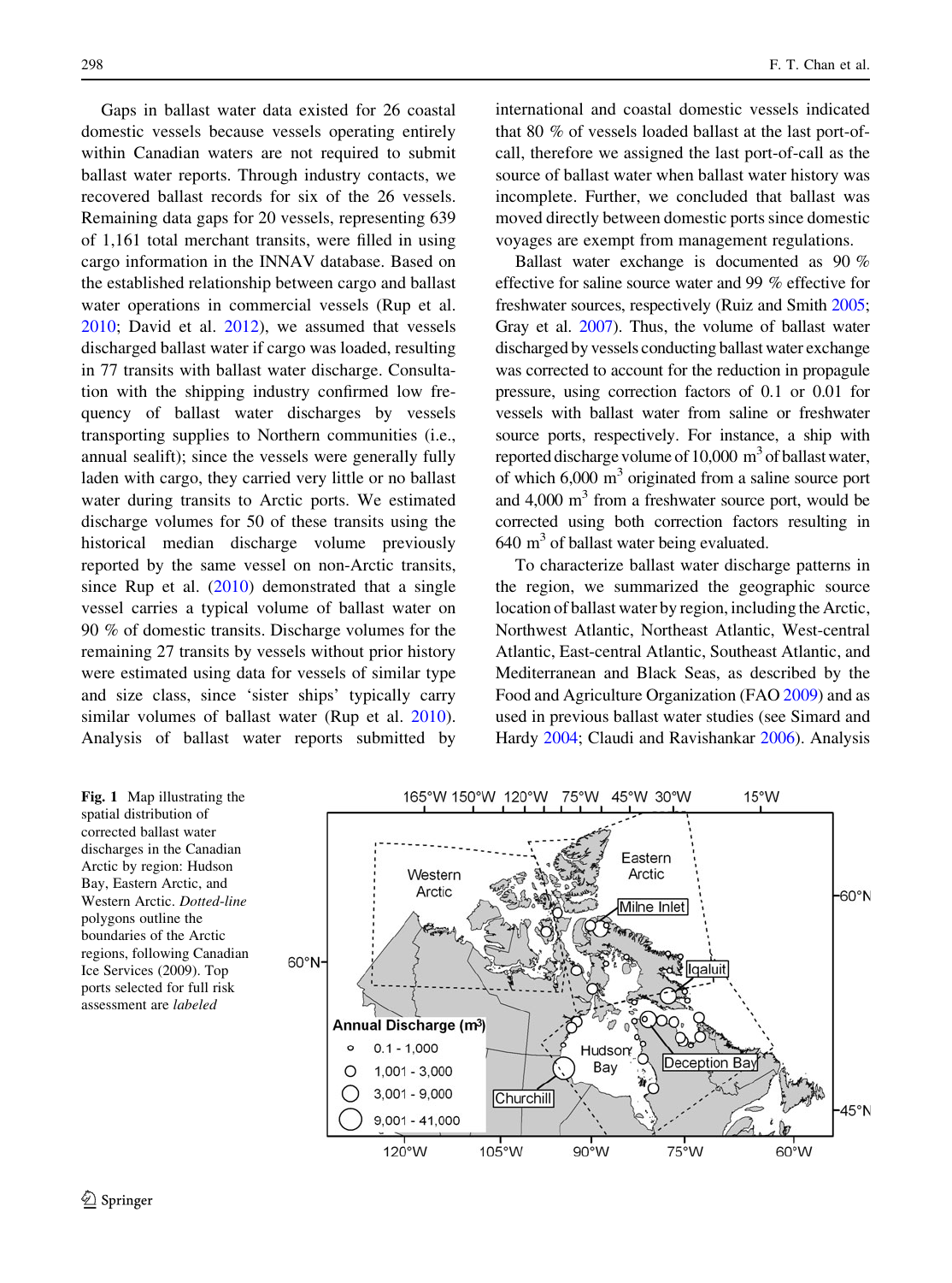Gaps in ballast water data existed for 26 coastal domestic vessels because vessels operating entirely within Canadian waters are not required to submit ballast water reports. Through industry contacts, we recovered ballast records for six of the 26 vessels. Remaining data gaps for 20 vessels, representing 639 of 1,161 total merchant transits, were filled in using cargo information in the INNAV database. Based on the established relationship between cargo and ballast water operations in commercial vessels (Rup et al. 2010; David et al. 2012), we assumed that vessels discharged ballast water if cargo was loaded, resulting in 77 transits with ballast water discharge. Consultation with the shipping industry confirmed low frequency of ballast water discharges by vessels transporting supplies to Northern communities (i.e., annual sealift); since the vessels were generally fully laden with cargo, they carried very little or no ballast water during transits to Arctic ports. We estimated discharge volumes for 50 of these transits using the historical median discharge volume previously reported by the same vessel on non-Arctic transits, since Rup et al. (2010) demonstrated that a single vessel carries a typical volume of ballast water on 90 % of domestic transits. Discharge volumes for the remaining 27 transits by vessels without prior history were estimated using data for vessels of similar type and size class, since 'sister ships' typically carry similar volumes of ballast water (Rup et al. 2010). Analysis of ballast water reports submitted by international and coastal domestic vessels indicated that 80 % of vessels loaded ballast at the last port-of-call, therefore we assigned the last port-of-call as the source of ballast water when ballast water history was incomplete. Further, we concluded that ballast was moved directly between domestic ports since domestic voyages are exempt from management regulations.

Ballast water exchange is documented as 90 % effective for saline source water and 99 % effective for freshwater sources, respectively (Ruiz and Smith 2005; Gray et al. 2007). Thus, the volume of ballast water discharged by vessels conducting ballast water exchange was corrected to account for the reduction in propagule pressure, using correction factors of 0.1 or 0.01 for vessels with ballast water from saline or freshwater source ports, respectively. For instance, a ship with reported discharge volume of 10,000 $m^3$ of ballast water, of which 6,000 $m^3$ originated from a saline source port and 4,000 $m^3$ from a freshwater source port, would be corrected using both correction factors resulting in 640 $m^3$ of ballast water being evaluated.

To characterize ballast water discharge patterns in the region, we summarized the geographic source location of ballast water by region, including the Arctic, Northwest Atlantic, Northeast Atlantic, West-central Atlantic, East-central Atlantic, Southeast Atlantic, and Mediterranean and Black Seas, as described by the Food and Agriculture Organization (FAO 2009) and as used in previous ballast water studies (see Simard and Hardy 2004; Claudi and Ravishankar 2006). Analysis

**Fig. 1** Map illustrating the spatial distribution of corrected ballast water discharges in the Canadian Arctic by region: Hudson Bay, Eastern Arctic, and Western Arctic. *Dotted-line* polygons outline the boundaries of the Arctic regions, following Canadian Ice Services (2009). Top ports selected for full risk assessment are *labeled*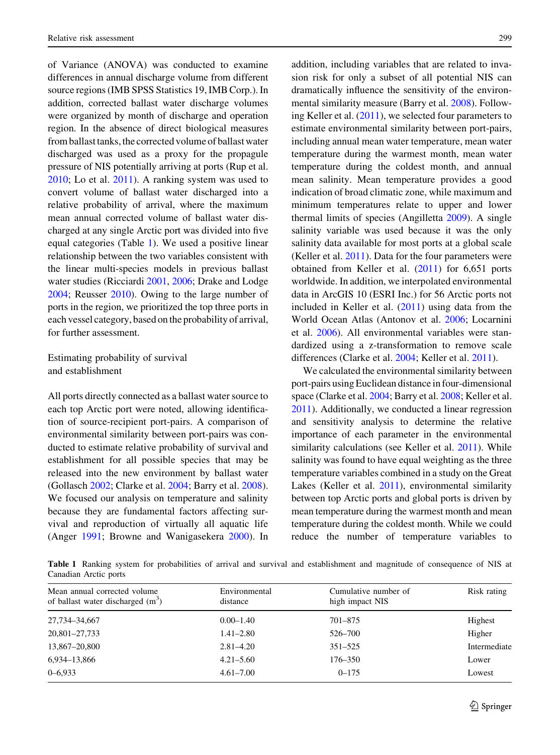of Variance (ANOVA) was conducted to examine differences in annual discharge volume from different source regions (IMB SPSS Statistics 19, IMB Corp.). In addition, corrected ballast water discharge volumes were organized by month of discharge and operation region. In the absence of direct biological measures from ballast tanks, the corrected volume of ballast water discharged was used as a proxy for the propagule pressure of NIS potentially arriving at ports (Rup et al. 2010; Lo et al. 2011). A ranking system was used to convert volume of ballast water discharged into a relative probability of arrival, where the maximum mean annual corrected volume of ballast water discharged at any single Arctic port was divided into five equal categories (Table 1). We used a positive linear relationship between the two variables consistent with the linear multi-species models in previous ballast water studies (Ricciardi 2001, 2006; Drake and Lodge 2004; Reusser 2010). Owing to the large number of ports in the region, we prioritized the top three ports in each vessel category, based on the probability of arrival, for further assessment.

## Estimating probability of survival and establishment

All ports directly connected as a ballast water source to each top Arctic port were noted, allowing identification of source-recipient port-pairs. A comparison of environmental similarity between port-pairs was conducted to estimate relative probability of survival and establishment for all possible species that may be released into the new environment by ballast water (Gollasch 2002; Clarke et al. 2004; Barry et al. 2008). We focused our analysis on temperature and salinity because they are fundamental factors affecting survival and reproduction of virtually all aquatic life (Anger 1991; Browne and Wanigasekera 2000). In addition, including variables that are related to invasion risk for only a subset of all potential NIS can dramatically influence the sensitivity of the environmental similarity measure (Barry et al. 2008). Following Keller et al. (2011), we selected four parameters to estimate environmental similarity between port-pairs, including annual mean water temperature, mean water temperature during the warmest month, mean water temperature during the coldest month, and annual mean salinity. Mean temperature provides a good indication of broad climatic zone, while maximum and minimum temperatures relate to upper and lower thermal limits of species (Angilletta 2009). A single salinity variable was used because it was the only salinity data available for most ports at a global scale (Keller et al. 2011). Data for the four parameters were obtained from Keller et al. (2011) for 6,651 ports worldwide. In addition, we interpolated environmental data in ArcGIS 10 (ESRI Inc.) for 56 Arctic ports not included in Keller et al. (2011) using data from the World Ocean Atlas (Antonov et al. 2006; Locarnini et al. 2006). All environmental variables were standardized using a z-transformation to remove scale differences (Clarke et al. 2004; Keller et al. 2011).

We calculated the environmental similarity between port-pairs using Euclidean distance in four-dimensional space (Clarke et al. 2004; Barry et al. 2008; Keller et al. 2011). Additionally, we conducted a linear regression and sensitivity analysis to determine the relative importance of each parameter in the environmental similarity calculations (see Keller et al. 2011). While salinity was found to have equal weighting as the three temperature variables combined in a study on the Great Lakes (Keller et al. 2011), environmental similarity between top Arctic ports and global ports is driven by mean temperature during the warmest month and mean temperature during the coldest month. While we could reduce the number of temperature variables to

**Table 1** Ranking system for probabilities of arrival and survival and establishment and magnitude of consequence of NIS at Canadian Arctic ports

| Mean annual corrected volume of ballast water discharged ($m^3$) | Environmental distance | Cumulative number of high impact NIS | Risk rating |
|---|---|---|---|
| 27,734–34,667 | 0.00–1.40 | 701–875 | Highest |
| 20,801–27,733 | 1.41–2.80 | 526–700 | Higher |
| 13,867–20,800 | 2.81–4.20 | 351–525 | Intermediate |
| 6,934–13,866 | 4.21–5.60 | 176–350 | Lower |
| 0–6,933 | 4.61–7.00 | 0–175 | Lowest |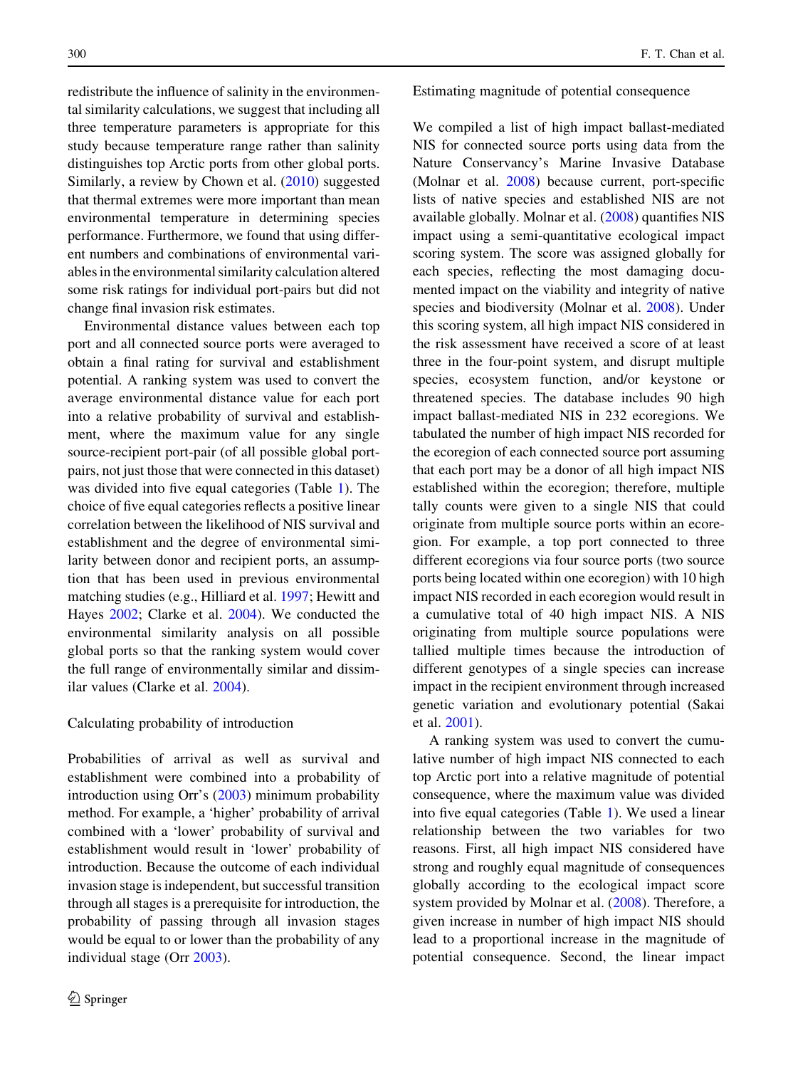redistribute the influence of salinity in the environmental similarity calculations, we suggest that including all three temperature parameters is appropriate for this study because temperature range rather than salinity distinguishes top Arctic ports from other global ports. Similarly, a review by Chown et al. (2010) suggested that thermal extremes were more important than mean environmental temperature in determining species performance. Furthermore, we found that using different numbers and combinations of environmental variables in the environmental similarity calculation altered some risk ratings for individual port-pairs but did not change final invasion risk estimates.

Environmental distance values between each top port and all connected source ports were averaged to obtain a final rating for survival and establishment potential. A ranking system was used to convert the average environmental distance value for each port into a relative probability of survival and establishment, where the maximum value for any single source-recipient port-pair (of all possible global port-pairs, not just those that were connected in this dataset) was divided into five equal categories (Table 1). The choice of five equal categories reflects a positive linear correlation between the likelihood of NIS survival and establishment and the degree of environmental similarity between donor and recipient ports, an assumption that has been used in previous environmental matching studies (e.g., Hilliard et al. 1997; Hewitt and Hayes 2002; Clarke et al. 2004). We conducted the environmental similarity analysis on all possible global ports so that the ranking system would cover the full range of environmentally similar and dissimilar values (Clarke et al. 2004).

### Calculating probability of introduction

Probabilities of arrival as well as survival and establishment were combined into a probability of introduction using Orr's (2003) minimum probability method. For example, a 'higher' probability of arrival combined with a 'lower' probability of survival and establishment would result in 'lower' probability of introduction. Because the outcome of each individual invasion stage is independent, but successful transition through all stages is a prerequisite for introduction, the probability of passing through all invasion stages would be equal to or lower than the probability of any individual stage (Orr 2003).

### Estimating magnitude of potential consequence

We compiled a list of high impact ballast-mediated NIS for connected source ports using data from the Nature Conservancy's Marine Invasive Database (Molnar et al. 2008) because current, port-specific lists of native species and established NIS are not available globally. Molnar et al. (2008) quantifies NIS impact using a semi-quantitative ecological impact scoring system. The score was assigned globally for each species, reflecting the most damaging documented impact on the viability and integrity of native species and biodiversity (Molnar et al. 2008). Under this scoring system, all high impact NIS considered in the risk assessment have received a score of at least three in the four-point system, and disrupt multiple species, ecosystem function, and/or keystone or threatened species. The database includes 90 high impact ballast-mediated NIS in 232 ecoregions. We tabulated the number of high impact NIS recorded for the ecoregion of each connected source port assuming that each port may be a donor of all high impact NIS established within the ecoregion; therefore, multiple tally counts were given to a single NIS that could originate from multiple source ports within an ecoregion. For example, a top port connected to three different ecoregions via four source ports (two source ports being located within one ecoregion) with 10 high impact NIS recorded in each ecoregion would result in a cumulative total of 40 high impact NIS. A NIS originating from multiple source populations were tallied multiple times because the introduction of different genotypes of a single species can increase impact in the recipient environment through increased genetic variation and evolutionary potential (Sakai et al. 2001).

A ranking system was used to convert the cumulative number of high impact NIS connected to each top Arctic port into a relative magnitude of potential consequence, where the maximum value was divided into five equal categories (Table 1). We used a linear relationship between the two variables for two reasons. First, all high impact NIS considered have strong and roughly equal magnitude of consequences globally according to the ecological impact score system provided by Molnar et al. (2008). Therefore, a given increase in number of high impact NIS should lead to a proportional increase in the magnitude of potential consequence. Second, the linear impact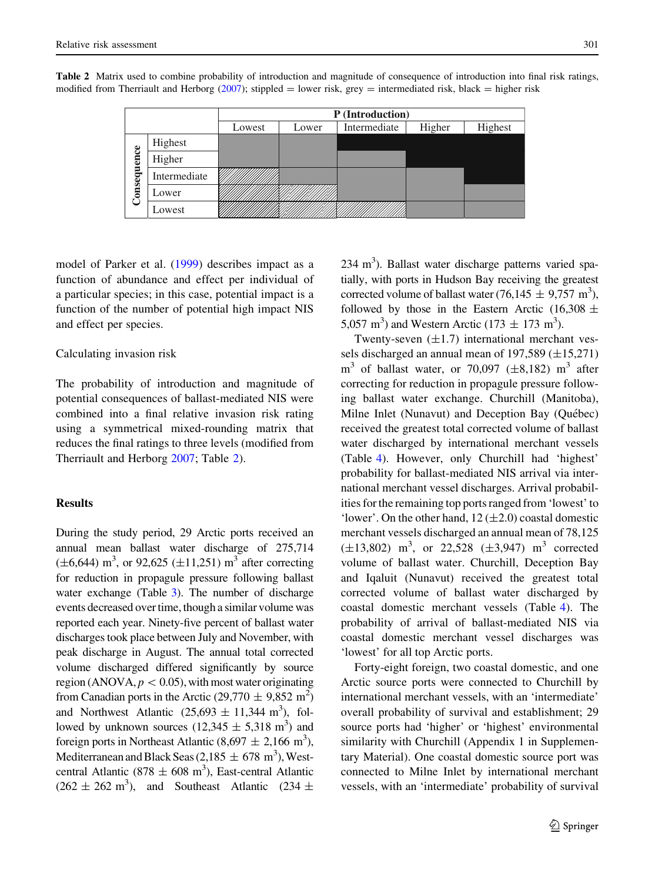**Table 2** Matrix used to combine probability of introduction and magnitude of consequence of introduction into final risk ratings, modified from Therriault and Herborg (2007); stippled = lower risk, grey = intermediated risk, black = higher risk

| | | P (Introduction) | | | | |
|---|---|---|---|---|---|---|
| | | Lowest | Lower | Intermediate | Higher | Highest |
| Consequence | Highest | grey | grey | black | black | black |
| | Higher | grey | grey | grey | black | black |
| | Intermediate | stippled | grey | grey | grey | black |
| | Lower | stippled | stippled | grey | grey | grey |
| | Lowest | stippled | stippled | stippled | grey | grey |

model of Parker et al. (1999) describes impact as a function of abundance and effect per individual of a particular species; in this case, potential impact is a function of the number of potential high impact NIS and effect per species.

Calculating invasion risk

The probability of introduction and magnitude of potential consequences of ballast-mediated NIS were combined into a final relative invasion risk rating using a symmetrical mixed-rounding matrix that reduces the final ratings to three levels (modified from Therriault and Herborg 2007; Table 2).

## Results

During the study period, 29 Arctic ports received an annual mean ballast water discharge of 275,714 (±6,644) $m^3$, or 92,625 (±11,251) $m^3$ after correcting for reduction in propagule pressure following ballast water exchange (Table 3). The number of discharge events decreased over time, though a similar volume was reported each year. Ninety-five percent of ballast water discharges took place between July and November, with peak discharge in August. The annual total corrected volume discharged differed significantly by source region (ANOVA, $p < 0.05$), with most water originating from Canadian ports in the Arctic (29,770 ± 9,852 $m^2$) and Northwest Atlantic (25,693 ± 11,344 $m^3$), followed by unknown sources (12,345 ± 5,318 $m^3$) and foreign ports in Northeast Atlantic (8,697 ± 2,166 $m^3$), Mediterranean and Black Seas (2,185 ± 678 $m^3$), West-central Atlantic (878 ± 608 $m^3$), East-central Atlantic (262 ± 262 $m^3$), and Southeast Atlantic (234 ± 234 $m^3$). Ballast water discharge patterns varied spatially, with ports in Hudson Bay receiving the greatest corrected volume of ballast water (76,145 ± 9,757 $m^3$), followed by those in the Eastern Arctic (16,308 ± 5,057 $m^3$) and Western Arctic (173 ± 173 $m^3$).

Twenty-seven (±1.7) international merchant vessels discharged an annual mean of 197,589 (±15,271) $m^3$ of ballast water, or 70,097 (±8,182) $m^3$ after correcting for reduction in propagule pressure following ballast water exchange. Churchill (Manitoba), Milne Inlet (Nunavut) and Deception Bay (Québec) received the greatest total corrected volume of ballast water discharged by international merchant vessels (Table 4). However, only Churchill had 'highest' probability for ballast-mediated NIS arrival via international merchant vessel discharges. Arrival probabilities for the remaining top ports ranged from 'lowest' to 'lower'. On the other hand, 12 (±2.0) coastal domestic merchant vessels discharged an annual mean of 78,125 (±13,802) $m^3$, or 22,528 (±3,947) $m^3$ corrected volume of ballast water. Churchill, Deception Bay and Iqaluit (Nunavut) received the greatest total corrected volume of ballast water discharged by coastal domestic merchant vessels (Table 4). The probability of arrival of ballast-mediated NIS via coastal domestic merchant vessel discharges was 'lowest' for all top Arctic ports.

Forty-eight foreign, two coastal domestic, and one Arctic source ports were connected to Churchill by international merchant vessels, with an 'intermediate' overall probability of survival and establishment; 29 source ports had 'higher' or 'highest' environmental similarity with Churchill (Appendix 1 in Supplementary Material). One coastal domestic source port was connected to Milne Inlet by international merchant vessels, with an 'intermediate' probability of survival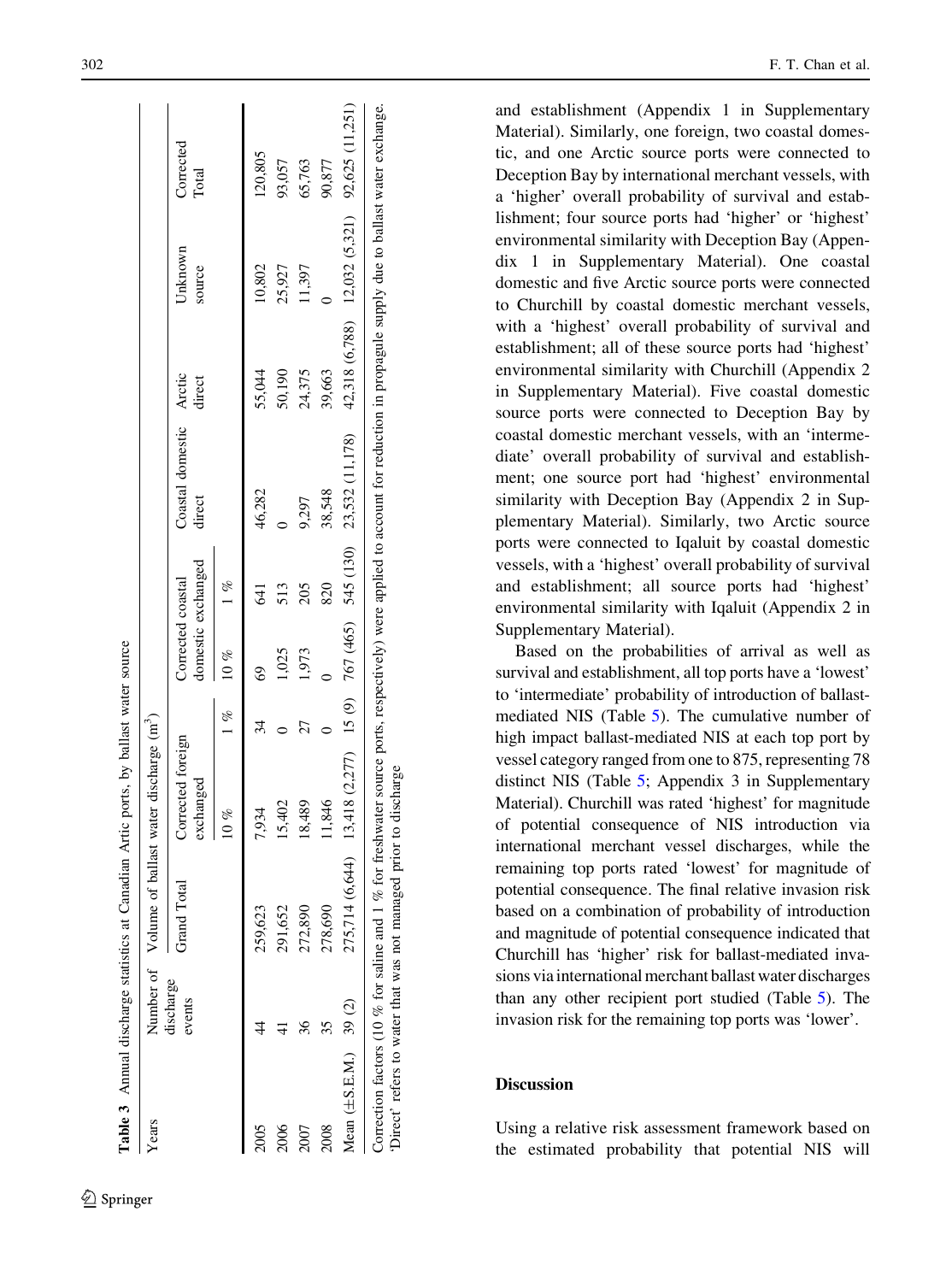**Table 3** Annual discharge statistics at Canadian Artic ports, by ballast water source

| Years | Number of discharge events | Volume of ballast water discharge (m$^3$) | | | | | | | | |
|---|---|---|---|---|---|---|---|---|---|---|
| | | Grand Total | Corrected foreign exchanged | | Corrected coastal domestic exchanged | | Coastal domestic direct | Arctic direct | Unknown source | Corrected Total |
| | | | 10 % | 1 % | 10 % | 1 % | | | | |
| 2005 | 44 | 259,623 | 7,934 | 34 | 69 | 641 | 46,282 | 55,044 | 10,802 | 120,805 |
| 2006 | 41 | 291,652 | 15,402 | 0 | 1,025 | 513 | 0 | 50,190 | 25,927 | 93,057 |
| 2007 | 36 | 272,890 | 18,489 | 27 | 1,973 | 205 | 9,297 | 24,375 | 11,397 | 65,763 |
| 2008 | 35 | 278,690 | 11,846 | 0 | 0 | 820 | 38,548 | 39,663 | 0 | 90,877 |
| Mean (±S.E.M.) | 39 (2) | 275,714 (6,644) | 13,418 (2,277) | 15 (9) | 767 (465) | 545 (130) | 23,532 (11,178) | 42,318 (6,788) | 12,032 (5,321) | 92,625 (11,251) |

Correction factors (10 % for saline and 1 % for freshwater source ports, respectively) were applied to account for reduction in propagule supply due to ballast water exchange. 'Direct' refers to water that was not managed prior to discharge

and establishment (Appendix 1 in Supplementary Material). Similarly, one foreign, two coastal domestic, and one Arctic source ports were connected to Deception Bay by international merchant vessels, with a 'higher' overall probability of survival and establishment; four source ports had 'higher' or 'highest' environmental similarity with Deception Bay (Appendix 1 in Supplementary Material). One coastal domestic and five Arctic source ports were connected to Churchill by coastal domestic merchant vessels, with a 'highest' overall probability of survival and establishment; all of these source ports had 'highest' environmental similarity with Churchill (Appendix 2 in Supplementary Material). Five coastal domestic source ports were connected to Deception Bay by coastal domestic merchant vessels, with an 'intermediate' overall probability of survival and establishment; one source port had 'highest' environmental similarity with Deception Bay (Appendix 2 in Supplementary Material). Similarly, two Arctic source ports were connected to Iqaluit by coastal domestic vessels, with a 'highest' overall probability of survival and establishment; all source ports had 'highest' environmental similarity with Iqaluit (Appendix 2 in Supplementary Material).

Based on the probabilities of arrival as well as survival and establishment, all top ports have a 'lowest' to 'intermediate' probability of introduction of ballast-mediated NIS (Table 5). The cumulative number of high impact ballast-mediated NIS at each top port by vessel category ranged from one to 875, representing 78 distinct NIS (Table 5; Appendix 3 in Supplementary Material). Churchill was rated 'highest' for magnitude of potential consequence of NIS introduction via international merchant vessel discharges, while the remaining top ports rated 'lowest' for magnitude of potential consequence. The final relative invasion risk based on a combination of probability of introduction and magnitude of potential consequence indicated that Churchill has 'higher' risk for ballast-mediated invasions via international merchant ballast water discharges than any other recipient port studied (Table 5). The invasion risk for the remaining top ports was 'lower'.

## Discussion

Using a relative risk assessment framework based on the estimated probability that potential NIS will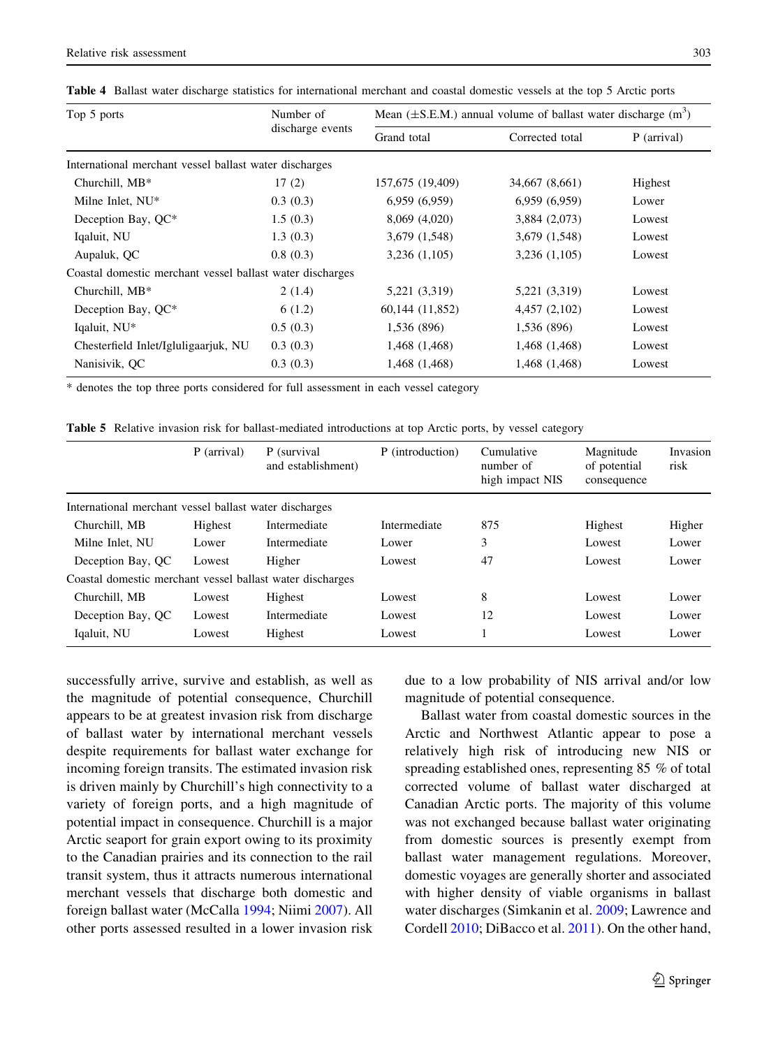**Table 4** Ballast water discharge statistics for international merchant and coastal domestic vessels at the top 5 Arctic ports

| Top 5 ports | Number of discharge events | Mean (±S.E.M.) annual volume of ballast water discharge ($m^3$) | | |
|---|---|---|---|---|
| | | Grand total | Corrected total | P (arrival) |
| International merchant vessel ballast water discharges | | | | |
| Churchill, MB* | 17 (2) | 157,675 (19,409) | 34,667 (8,661) | Highest |
| Milne Inlet, NU* | 0.3 (0.3) | 6,959 (6,959) | 6,959 (6,959) | Lower |
| Deception Bay, QC* | 1.5 (0.3) | 8,069 (4,020) | 3,884 (2,073) | Lowest |
| Iqaluit, NU | 1.3 (0.3) | 3,679 (1,548) | 3,679 (1,548) | Lowest |
| Aupaluk, QC | 0.8 (0.3) | 3,236 (1,105) | 3,236 (1,105) | Lowest |
| Coastal domestic merchant vessel ballast water discharges | | | | |
| Churchill, MB* | 2 (1.4) | 5,221 (3,319) | 5,221 (3,319) | Lowest |
| Deception Bay, QC* | 6 (1.2) | 60,144 (11,852) | 4,457 (2,102) | Lowest |
| Iqaluit, NU* | 0.5 (0.3) | 1,536 (896) | 1,536 (896) | Lowest |
| Chesterfield Inlet/Igluligaarjuk, NU | 0.3 (0.3) | 1,468 (1,468) | 1,468 (1,468) | Lowest |
| Nanisivik, QC | 0.3 (0.3) | 1,468 (1,468) | 1,468 (1,468) | Lowest |

* denotes the top three ports considered for full assessment in each vessel category

**Table 5** Relative invasion risk for ballast-mediated introductions at top Arctic ports, by vessel category

| | P (arrival) | P (survival and establishment) | P (introduction) | Cumulative number of high impact NIS | Magnitude of potential consequence | Invasion risk |
|---|---|---|---|---|---|---|
| International merchant vessel ballast water discharges | | | | | | |
| Churchill, MB | Highest | Intermediate | Intermediate | 875 | Highest | Higher |
| Milne Inlet, NU | Lower | Intermediate | Lower | 3 | Lowest | Lower |
| Deception Bay, QC | Lowest | Higher | Lowest | 47 | Lowest | Lower |
| Coastal domestic merchant vessel ballast water discharges | | | | | | |
| Churchill, MB | Lowest | Highest | Lowest | 8 | Lowest | Lower |
| Deception Bay, QC | Lowest | Intermediate | Lowest | 12 | Lowest | Lower |
| Iqaluit, NU | Lowest | Highest | Lowest | 1 | Lowest | Lower |

successfully arrive, survive and establish, as well as the magnitude of potential consequence, Churchill appears to be at greatest invasion risk from discharge of ballast water by international merchant vessels despite requirements for ballast water exchange for incoming foreign transits. The estimated invasion risk is driven mainly by Churchill's high connectivity to a variety of foreign ports, and a high magnitude of potential impact in consequence. Churchill is a major Arctic seaport for grain export owing to its proximity to the Canadian prairies and its connection to the rail transit system, thus it attracts numerous international merchant vessels that discharge both domestic and foreign ballast water (McCalla 1994; Niimi 2007). All other ports assessed resulted in a lower invasion risk due to a low probability of NIS arrival and/or low magnitude of potential consequence.

Ballast water from coastal domestic sources in the Arctic and Northwest Atlantic appear to pose a relatively high risk of introducing new NIS or spreading established ones, representing 85 % of total corrected volume of ballast discharged at Canadian Arctic ports. The majority of this volume was not exchanged because ballast water originating from domestic sources is presently exempt from ballast water management regulations. Moreover, domestic voyages are generally shorter and associated with higher density of viable organisms in ballast water discharges (Simkanin et al. 2009; Lawrence and Cordell 2010; DiBacco et al. 2011). On the other hand,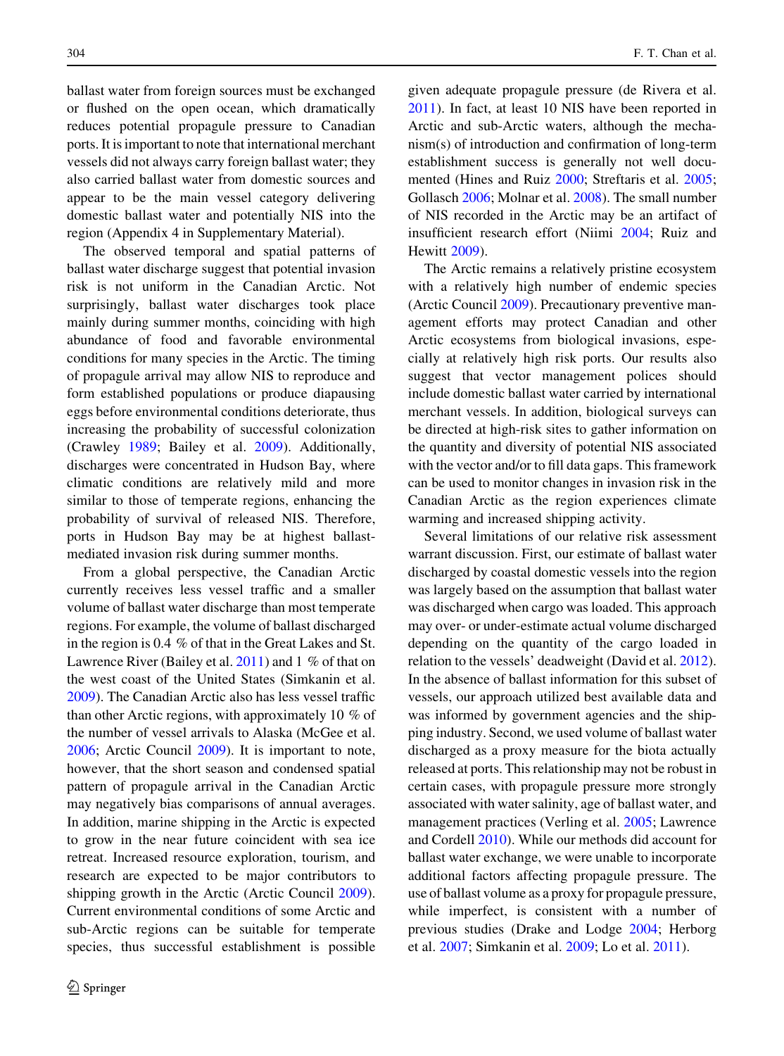ballast water from foreign sources must be exchanged or flushed on the open ocean, which dramatically reduces potential propagule pressure to Canadian ports. It is important to note that international merchant vessels did not always carry foreign ballast water; they also carried ballast water from domestic sources and appear to be the main vessel category delivering domestic ballast water and potentially NIS into the region (Appendix 4 in Supplementary Material).

The observed temporal and spatial patterns of ballast water discharge suggest that potential invasion risk is not uniform in the Canadian Arctic. Not surprisingly, ballast water discharges took place mainly during summer months, coinciding with high abundance of food and favorable environmental conditions for many species in the Arctic. The timing of propagule arrival may allow NIS to reproduce and form established populations or produce diapausing eggs before environmental conditions deteriorate, thus increasing the probability of successful colonization (Crawley 1989; Bailey et al. 2009). Additionally, discharges were concentrated in Hudson Bay, where climatic conditions are relatively mild and more similar to those of temperate regions, enhancing the probability of survival of released NIS. Therefore, ports in Hudson Bay may be at highest ballast-mediated invasion risk during summer months.

From a global perspective, the Canadian Arctic currently receives less vessel traffic and a smaller volume of ballast water discharge than most temperate regions. For example, the volume of ballast discharged in the region is 0.4 % of that in the Great Lakes and St. Lawrence River (Bailey et al. 2011) and 1 % of that on the west coast of the United States (Simkanin et al. 2009). The Canadian Arctic also has less vessel traffic than other Arctic regions, with approximately 10 % of the number of vessel arrivals to Alaska (McGee et al. 2006; Arctic Council 2009). It is important to note, however, that the short season and condensed spatial pattern of propagule arrival in the Canadian Arctic may negatively bias comparisons of annual averages. In addition, marine shipping in the Arctic is expected to grow in the near future coincident with sea ice retreat. Increased resource exploration, tourism, and research are expected to be major contributors to shipping growth in the Arctic (Arctic Council 2009). Current environmental conditions of some Arctic and sub-Arctic regions can be suitable for temperate species, thus successful establishment is possible given adequate propagule pressure (de Rivera et al. 2011). In fact, at least 10 NIS have been reported in Arctic and sub-Arctic waters, although the mechanism(s) of introduction and confirmation of long-term establishment success is generally not well documented (Hines and Ruiz 2000; Streftaris et al. 2005; Gollasch 2006; Molnar et al. 2008). The small number of NIS recorded in the Arctic may be an artifact of insufficient research effort (Niimi 2004; Ruiz and Hewitt 2009).

The Arctic remains a relatively pristine ecosystem with a relatively high number of endemic species (Arctic Council 2009). Precautionary preventive management efforts may protect Canadian and other Arctic ecosystems from biological invasions, especially at relatively high risk ports. Our results also suggest that vector management polices should include domestic ballast water carried by international merchant vessels. In addition, biological surveys can be directed at high-risk sites to gather information on the quantity and diversity of potential NIS associated with the vector and/or to fill data gaps. This framework can be used to monitor changes in invasion risk in the Canadian Arctic as the region experiences climate warming and increased shipping activity.

Several limitations of our relative risk assessment warrant discussion. First, our estimate of ballast water discharged by coastal domestic vessels into the region was largely based on the assumption that ballast water was discharged when cargo was loaded. This approach may over- or under-estimate actual volume discharged depending on the quantity of the cargo loaded in relation to the vessels' deadweight (David et al. 2012). In the absence of ballast information for this subset of vessels, our approach utilized best available data and was informed by government agencies and the shipping industry. Second, we used volume of ballast water discharged as a proxy measure for the biota actually released at ports. This relationship may not be robust in certain cases, with propagule pressure more strongly associated with water salinity, age of ballast water, and management practices (Verling et al. 2005; Lawrence and Cordell 2010). While our methods did account for ballast water exchange, we were unable to incorporate additional factors affecting propagule pressure. The use of ballast volume as a proxy for propagule pressure, while imperfect, is consistent with a number of previous studies (Drake and Lodge 2004; Herborg et al. 2007; Simkanin et al. 2009; Lo et al. 2011).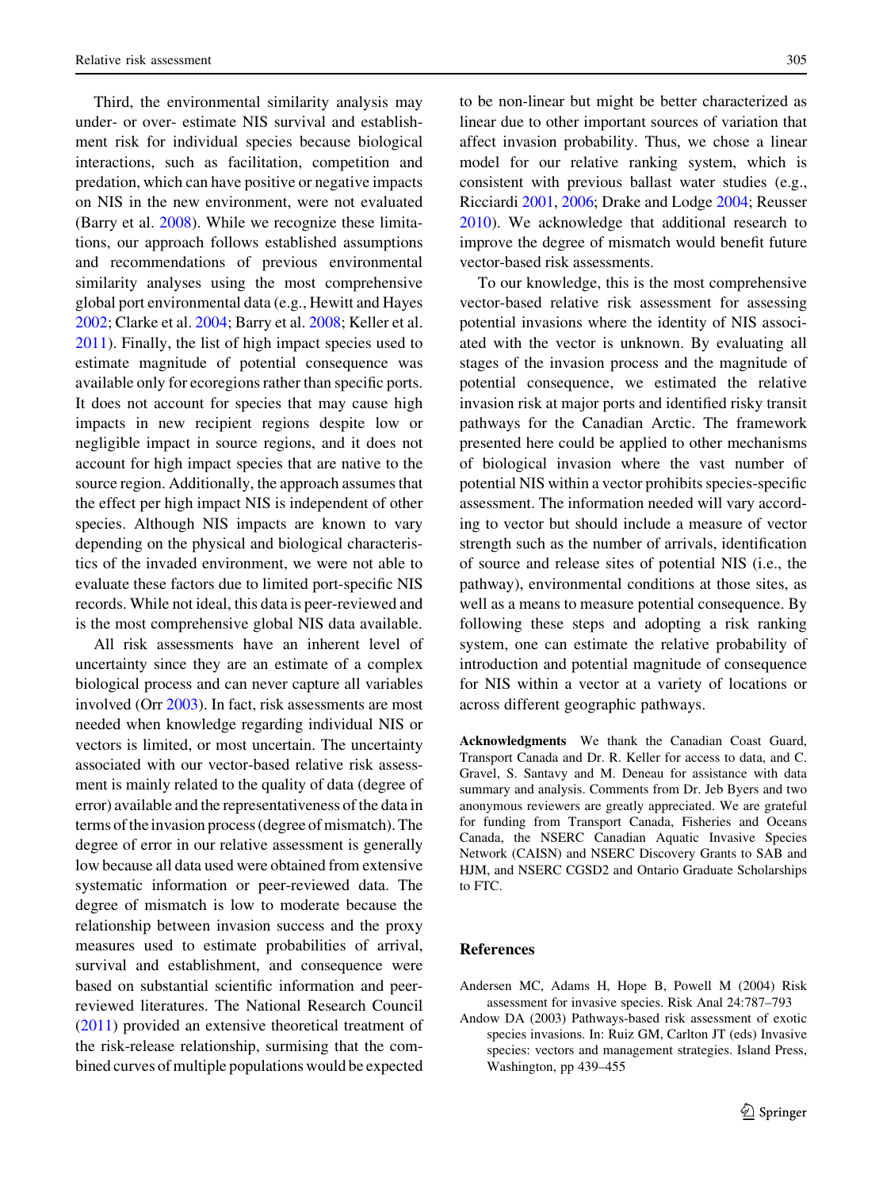Third, the environmental similarity analysis may under- or over- estimate NIS survival and establishment risk for individual species because biological interactions, such as facilitation, competition and predation, which can have positive or negative impacts on NIS in the new environment, were not evaluated (Barry et al. 2008). While we recognize these limitations, our approach follows established assumptions and recommendations of previous environmental similarity analyses using the most comprehensive global port environmental data (e.g., Hewitt and Hayes 2002; Clarke et al. 2004; Barry et al. 2008; Keller et al. 2011). Finally, the list of high impact species used to estimate magnitude of potential consequence was available only for ecoregions rather than specific ports. It does not account for species that may cause high impacts in new recipient regions despite low or negligible impact in source regions, and it does not account for high impact species that are native to the source region. Additionally, the approach assumes that the effect per high impact NIS is independent of other species. Although NIS impacts are known to vary depending on the physical and biological characteristics of the invaded environment, we were not able to evaluate these factors due to limited port-specific NIS records. While not ideal, this data is peer-reviewed and is the most comprehensive global NIS data available.

All risk assessments have an inherent level of uncertainty since they are an estimate of a complex biological process and can never capture all variables involved (Orr 2003). In fact, risk assessments are most needed when knowledge regarding individual NIS or vectors is limited, or most uncertain. The uncertainty associated with our vector-based relative risk assessment is mainly related to the quality of data (degree of error) available and the representativeness of the data in terms of the invasion process (degree of mismatch). The degree of error in our relative assessment is generally low because all data used were obtained from extensive systematic information or peer-reviewed data. The degree of mismatch is low to moderate because the relationship between invasion success and the proxy measures used to estimate probabilities of arrival, survival and establishment, and consequence were based on substantial scientific information and peer-reviewed literatures. The National Research Council (2011) provided an extensive theoretical treatment of the risk-release relationship, surmising that the combined curves of multiple populations would be expected to be non-linear but might be better characterized as linear due to other important sources of variation that affect invasion probability. Thus, we chose a linear model for our relative ranking system, which is consistent with previous ballast water studies (e.g., Ricciardi 2001, 2006; Drake and Lodge 2004; Reusser 2010). We acknowledge that additional research to improve the degree of mismatch would benefit future vector-based risk assessments.

To our knowledge, this is the most comprehensive vector-based relative risk assessment for assessing potential invasions where the identity of NIS associated with the vector is unknown. By evaluating all stages of the invasion process and the magnitude of potential consequence, we estimated the relative invasion risk at major ports and identified risky transit pathways for the Canadian Arctic. The framework presented here could be applied to other mechanisms of biological invasion where the vast number of potential NIS within a vector prohibits species-specific assessment. The information needed will vary according to vector but should include a measure of vector strength such as the number of arrivals, identification of source and release sites of potential NIS (i.e., the pathway), environmental conditions at those sites, as well as a means to measure potential consequence. By following these steps and adopting a risk ranking system, one can estimate the relative probability of introduction and potential magnitude of consequence for NIS within a vector at a variety of locations or across different geographic pathways.

**Acknowledgments** We thank the Canadian Coast Guard, Transport Canada and Dr. R. Keller for access to data, and C. Gravel, S. Santavy and M. Deneau for assistance with data summary and analysis. Comments from Dr. Jeb Byers and two anonymous reviewers are greatly appreciated. We are grateful for funding from Transport Canada, Fisheries and Oceans Canada, the NSERC Canadian Aquatic Invasive Species Network (CAISN) and NSERC Discovery Grants to SAB and HJM, and NSERC CGSD2 and Ontario Graduate Scholarships to FTC.

## References

Andersen MC, Adams H, Hope B, Powell M (2004) Risk assessment for invasive species. Risk Anal 24:787–793

Andow DA (2003) Pathways-based risk assessment of exotic species invasions. In: Ruiz GM, Carlton JT (eds) Invasive species: vectors and management strategies. Island Press, Washington, pp 439–455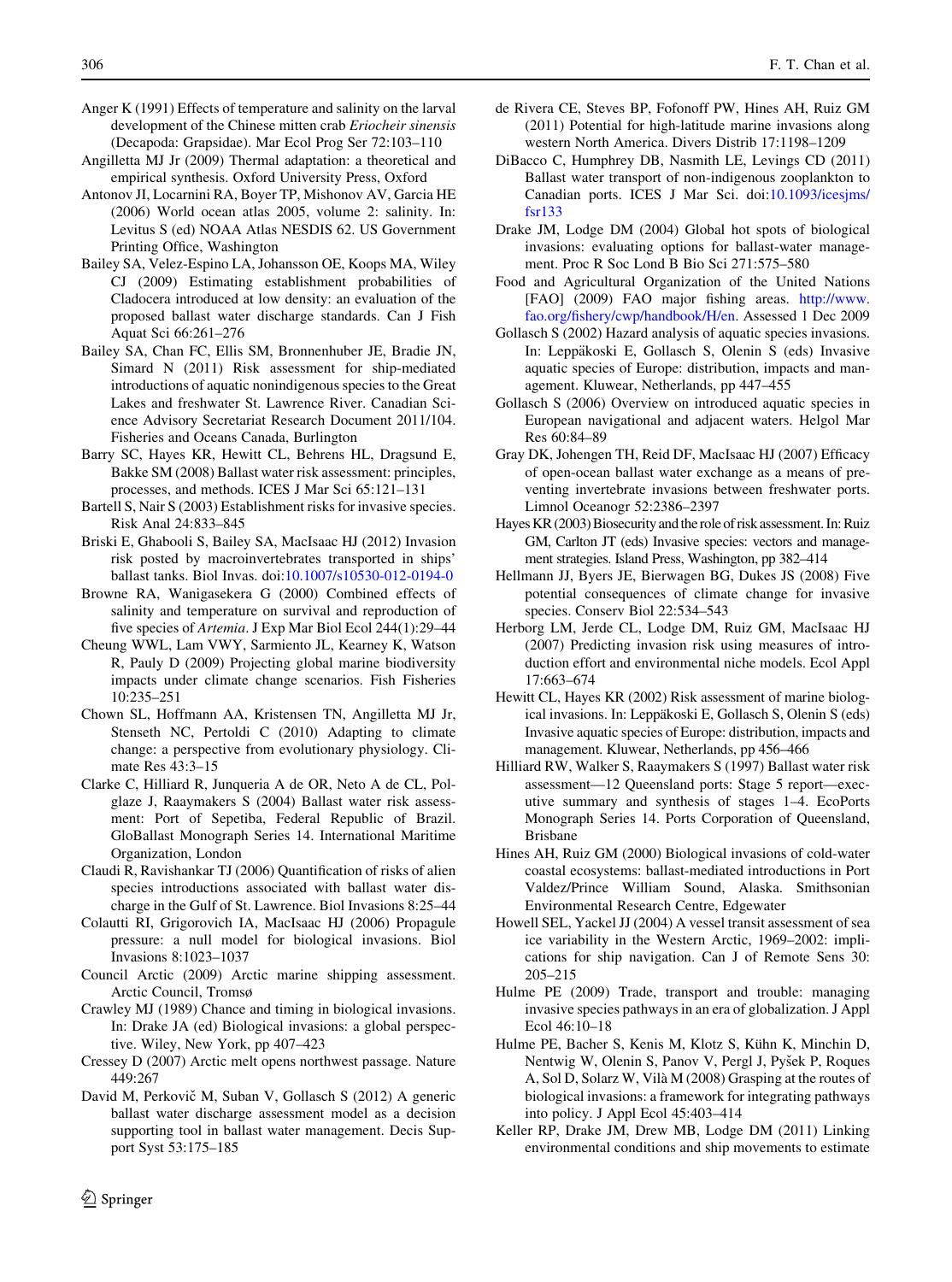Anger K (1991) Effects of temperature and salinity on the larval development of the Chinese mitten crab *Eriocheir sinensis* (Decapoda: Grapsidae). Mar Ecol Prog Ser 72:103–110

Angilletta MJ Jr (2009) Thermal adaptation: a theoretical and empirical synthesis. Oxford University Press, Oxford

Antonov JI, Locarnini RA, Boyer TP, Mishonov AV, Garcia HE (2006) World ocean atlas 2005, volume 2: salinity. In: Levitus S (ed) NOAA Atlas NESDIS 62. US Government Printing Office, Washington

Bailey SA, Velez-Espino LA, Johansson OE, Koops MA, Wiley CJ (2009) Estimating establishment probabilities of Cladocera introduced at low density: an evaluation of the proposed ballast water discharge standards. Can J Fish Aquat Sci 66:261–276

Bailey SA, Chan FC, Ellis SM, Bronnenhuber JE, Bradie JN, Simard N (2011) Risk assessment for ship-mediated introductions of aquatic nonindigenous species to the Great Lakes and freshwater St. Lawrence River. Canadian Science Advisory Secretariat Research Document 2011/104. Fisheries and Oceans Canada, Burlington

Barry SC, Hayes KR, Hewitt CL, Behrens HL, Dragsund E, Bakke SM (2008) Ballast water risk assessment: principles, processes, and methods. ICES J Mar Sci 65:121–131

Bartell S, Nair S (2003) Establishment risks for invasive species. Risk Anal 24:833–845

Briski E, Ghabooli S, Bailey SA, MacIsaac HJ (2012) Invasion risk posted by macroinvertebrates transported in ships' ballast tanks. Biol Invas. doi:10.1007/s10530-012-0194-0

Browne RA, Wanigasekera G (2000) Combined effects of salinity and temperature on survival and reproduction of five species of *Artemia*. J Exp Mar Biol Ecol 244(1):29–44

Cheung WWL, Lam VWY, Sarmiento JL, Kearney K, Watson R, Pauly D (2009) Projecting global marine biodiversity impacts under climate change scenarios. Fish Fisheries 10:235–251

Chown SL, Hoffmann AA, Kristensen TN, Angilletta MJ Jr, Stenseth NC, Pertoldi C (2010) Adapting to climate change: a perspective from evolutionary physiology. Climate Res 43:3–15

Clarke C, Hilliard R, Junqueria A de OR, Neto A de CL, Polglaze J, Raaymakers S (2004) Ballast water risk assessment: Port of Sepetiba, Federal Republic of Brazil. GloBallast Monograph Series 14. International Maritime Organization, London

Claudi R, Ravishankar TJ (2006) Quantification of risks of alien species introductions associated with ballast water discharge in the Gulf of St. Lawrence. Biol Invasions 8:25–44

Colautti RI, Grigorovich IA, MacIsaac HJ (2006) Propagule pressure: a null model for biological invasions. Biol Invasions 8:1023–1037

Council Arctic (2009) Arctic marine shipping assessment. Arctic Council, Tromsø

Crawley MJ (1989) Chance and timing in biological invasions. In: Drake JA (ed) Biological invasions: a global perspective. Wiley, New York, pp 407–423

Cressey D (2007) Arctic melt opens northwest passage. Nature 449:267

David M, Perkovič M, Suban V, Gollasch S (2012) A generic ballast water discharge assessment model as a decision supporting tool in ballast water management. Decis Support Syst 53:175–185

de Rivera CE, Steves BP, Fofonoff PW, Hines AH, Ruiz GM (2011) Potential for high-latitude marine invasions along western North America. Divers Distrib 17:1198–1209

DiBacco C, Humphrey DB, Nasmith LE, Levings CD (2011) Ballast water transport of non-indigenous zooplankton to Canadian ports. ICES J Mar Sci. doi:10.1093/icesjms/fsr133

Drake JM, Lodge DM (2004) Global hot spots of biological invasions: evaluating options for ballast-water management. Proc R Soc Lond B Bio Sci 271:575–580

Food and Agricultural Organization of the United Nations [FAO] (2009) FAO major fishing areas. http://www.fao.org/fishery/cwp/handbook/H/en. Assessed 1 Dec 2009

Gollasch S (2002) Hazard analysis of aquatic species invasions. In: Leppäkoski E, Gollasch S, Olenin S (eds) Invasive aquatic species of Europe: distribution, impacts and management. Kluwer, Netherlands, pp 447–455

Gollasch S (2006) Overview on introduced aquatic species in European navigational and adjacent waters. Helgol Mar Res 60:84–89

Gray DK, Johengen TH, Reid DF, MacIsaac HJ (2007) Efficacy of open-ocean ballast water exchange as a means of preventing invertebrate invasions between freshwater ports. Limnol Oceanogr 52:2386–2397

Hayes KR (2003) Biosecurity and the role of risk assessment. In: Ruiz GM, Carlton JT (eds) Invasive species: vectors and management strategies. Island Press, Washington, pp 382–414

Hellmann JJ, Byers JE, Bierwagen BG, Dukes JS (2008) Five potential consequences of climate change for invasive species. Conserv Biol 22:534–543

Herborg LM, Jerde CL, Lodge DM, Ruiz GM, MacIsaac HJ (2007) Predicting invasion risk using measures of introduction effort and environmental niche models. Ecol Appl 17:663–674

Hewitt CL, Hayes KR (2002) Risk assessment of marine biological invasions. In: Leppäkoski E, Gollasch S, Olenin S (eds) Invasive aquatic species of Europe: distribution, impacts and management. Kluwer, Netherlands, pp 456–466

Hilliard RW, Walker S, Raaymakers S (1997) Ballast water risk assessment—12 Queensland ports: Stage 5 report—executive summary and synthesis of stages 1–4. EcoPorts Monograph Series 14. Ports Corporation of Queensland, Brisbane

Hines AH, Ruiz GM (2000) Biological invasions of cold-water coastal ecosystems: ballast-mediated introductions in Port Valdez/Prince William Sound, Alaska. Smithsonian Environmental Research Centre, Edgewater

Howell SEL, Yackel JJ (2004) A vessel transit assessment of sea ice variability in the Western Arctic, 1969–2002: implications for ship navigation. Can J of Remote Sens 30: 205–215

Hulme PE (2009) Trade, transport and trouble: managing invasive species pathways in an era of globalization. J Appl Ecol 46:10–18

Hulme PE, Bacher S, Kenis M, Klotz S, Kühn K, Minchin D, Nentwig W, Olenin S, Panov V, Pergl J, Pyšek P, Roques A, Sol D, Solarz W, Vilà M (2008) Grasping at the routes of biological invasions: a framework for integrating pathways into policy. J Appl Ecol 45:403–414

Keller RP, Drake JM, Drew MB, Lodge DM (2011) Linking environmental conditions and ship movements to estimate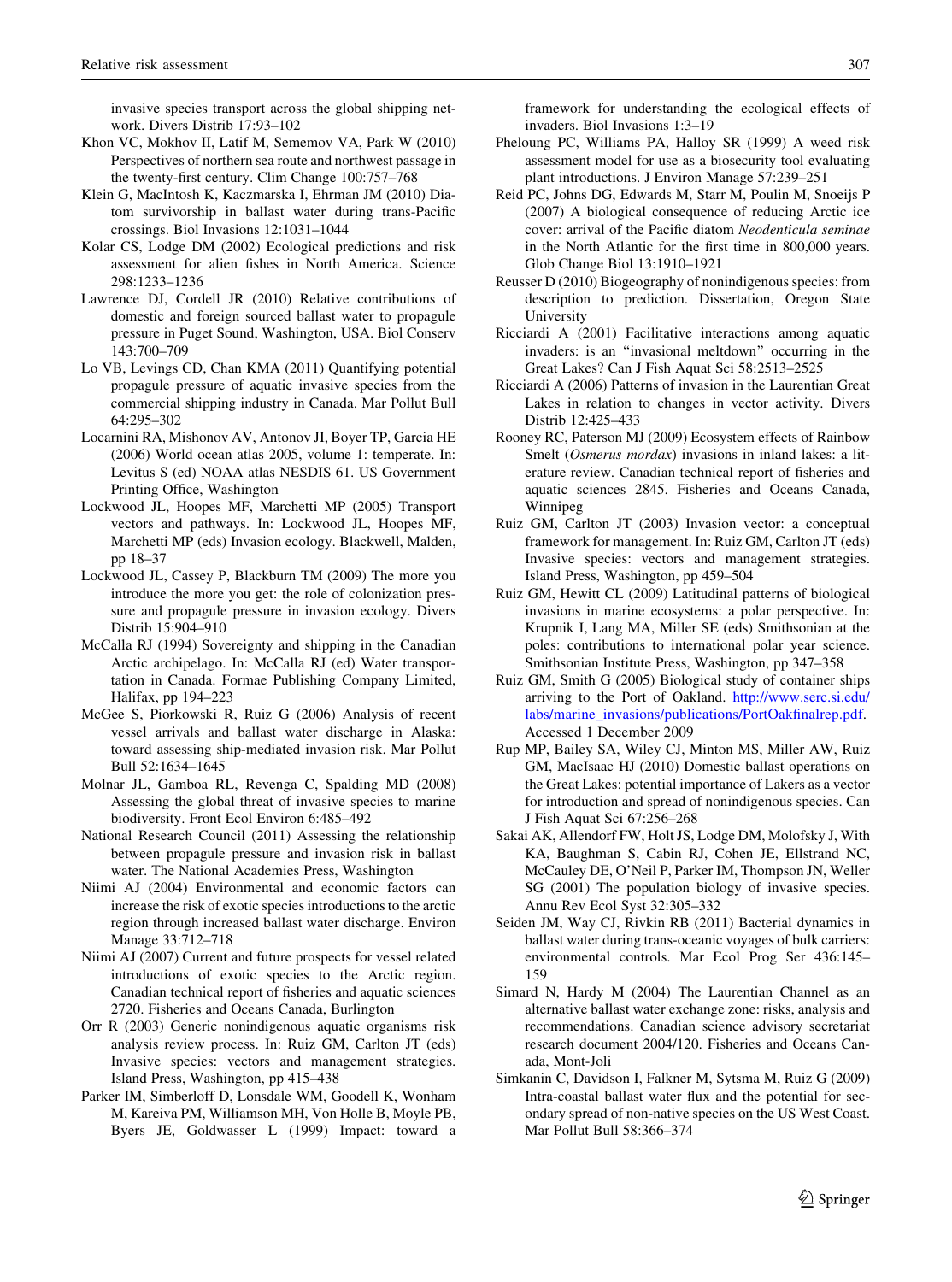invasive species transport across the global shipping network. Divers Distrib 17:93–102

Khon VC, Mokhov II, Latif M, Sememov VA, Park W (2010) Perspectives of northern sea route and northwest passage in the twenty-first century. Clim Change 100:757–768

Klein G, MacIntosh K, Kaczmarska I, Ehrman JM (2010) Diatom survivorship in ballast water during trans-Pacific crossings. Biol Invasions 12:1031–1044

Kolar CS, Lodge DM (2002) Ecological predictions and risk assessment for alien fishes in North America. Science 298:1233–1236

Lawrence DJ, Cordell JR (2010) Relative contributions of domestic and foreign sourced ballast water to propagule pressure in Puget Sound, Washington, USA. Biol Conserv 143:700–709

Lo VB, Levings CD, Chan KMA (2011) Quantifying potential propagule pressure of aquatic invasive species from the commercial shipping industry in Canada. Mar Pollut Bull 64:295–302

Locarnini RA, Mishonov AV, Antonov JI, Boyer TP, Garcia HE (2006) World ocean atlas 2005, volume 1: temperate. In: Levitus S (ed) NOAA atlas NESDIS 61. US Government Printing Office, Washington

Lockwood JL, Hoopes MF, Marchetti MP (2005) Transport vectors and pathways. In: Lockwood JL, Hoopes MF, Marchetti MP (eds) Invasion ecology. Blackwell, Malden, pp 18–37

Lockwood JL, Cassey P, Blackburn TM (2009) The more you introduce the more you get: the role of colonization pressure and propagule pressure in invasion ecology. Divers Distrib 15:904–910

McCalla RJ (1994) Sovereignty and shipping in the Canadian Arctic archipelago. In: McCalla RJ (ed) Water transportation in Canada. Formae Publishing Company Limited, Halifax, pp 194–223

McGee S, Piorkowski R, Ruiz G (2006) Analysis of recent vessel arrivals and ballast water discharge in Alaska: toward assessing ship-mediated invasion risk. Mar Pollut Bull 52:1634–1645

Molnar JL, Gamboa RL, Revenga C, Spalding MD (2008) Assessing the global threat of invasive species to marine biodiversity. Front Ecol Environ 6:485–492

National Research Council (2011) Assessing the relationship between propagule pressure and invasion risk in ballast water. The National Academies Press, Washington

Niimi AJ (2004) Environmental and economic factors can increase the risk of exotic species introductions to the arctic region through increased ballast water discharge. Environ Manage 33:712–718

Niimi AJ (2007) Current and future prospects for vessel related introductions of exotic species to the Arctic region. Canadian technical report of fisheries and aquatic sciences 2720. Fisheries and Oceans Canada, Burlington

Orr R (2003) Generic nonindigenous aquatic organisms risk analysis review process. In: Ruiz GM, Carlton JT (eds) Invasive species: vectors and management strategies. Island Press, Washington, pp 415–438

Parker IM, Simberloff D, Lonsdale WM, Goodell K, Wonham M, Kareiva PM, Williamson MH, Von Holle B, Moyle PB, Byers JE, Goldwasser L (1999) Impact: toward a framework for understanding the ecological effects of invaders. Biol Invasions 1:3–19

Pheloung PC, Williams PA, Halloy SR (1999) A weed risk assessment model for use as a biosecurity tool evaluating plant introductions. J Environ Manage 57:239–251

Reid PC, Johns DG, Edwards M, Starr M, Poulin M, Snoeijs P (2007) A biological consequence of reducing Arctic ice cover: arrival of the Pacific diatom *Neodenticula seminae* in the North Atlantic for the first time in 800,000 years. Glob Change Biol 13:1910–1921

Reusser D (2010) Biogeography of nonindigenous species: from description to prediction. Dissertation, Oregon State University

Ricciardi A (2001) Facilitative interactions among aquatic invaders: is an "invasional meltdown" occurring in the Great Lakes? Can J Fish Aquat Sci 58:2513–2525

Ricciardi A (2006) Patterns of invasion in the Laurentian Great Lakes in relation to changes in vector activity. Divers Distrib 12:425–433

Rooney RC, Paterson MJ (2009) Ecosystem effects of Rainbow Smelt (*Osmerus mordax*) invasions in inland lakes: a literature review. Canadian technical report of fisheries and aquatic sciences 2845. Fisheries and Oceans Canada, Winnipeg

Ruiz GM, Carlton JT (2003) Invasion vector: a conceptual framework for management. In: Ruiz GM, Carlton JT (eds) Invasive species: vectors and management strategies. Island Press, Washington, pp 459–504

Ruiz GM, Hewitt CL (2009) Latitudinal patterns of biological invasions in marine ecosystems: a polar perspective. In: Krupnik I, Lang MA, Miller SE (eds) Smithsonian at the poles: contributions to international polar year science. Smithsonian Institute Press, Washington, pp 347–358

Ruiz GM, Smith G (2005) Biological study of container ships arriving to the Port of Oakland. http://www.serc.si.edu/labs/marine_invasions/publications/PortOakfinalrep.pdf. Accessed 1 December 2009

Rup MP, Bailey SA, Wiley CJ, Minton MS, Miller AW, Ruiz GM, MacIsaac HJ (2010) Domestic ballast operations on the Great Lakes: potential importance of Lakers as a vector for introduction and spread of nonindigenous species. Can J Fish Aquat Sci 67:256–268

Sakai AK, Allendorf FW, Holt JS, Lodge DM, Molofsky J, With KA, Baughman S, Cabin RJ, Cohen JE, Ellstrand NC, McCauley DE, O'Neil P, Parker IM, Thompson JN, Weller SG (2001) The population biology of invasive species. Annu Rev Ecol Syst 32:305–332

Seiden JM, Way CJ, Rivkin RB (2011) Bacterial dynamics in ballast water during trans-oceanic voyages of bulk carriers: environmental controls. Mar Ecol Prog Ser 436:145–159

Simard N, Hardy M (2004) The Laurentian Channel as an alternative ballast water exchange zone: risks, analysis and recommendations. Canadian science advisory secretariat research document 2004/120. Fisheries and Oceans Canada, Mont-Joli

Simkanin C, Davidson I, Falkner M, Sytsma M, Ruiz G (2009) Intra-coastal ballast water flux and the potential for secondary spread of non-native species on the US West Coast. Mar Pollut Bull 58:366–374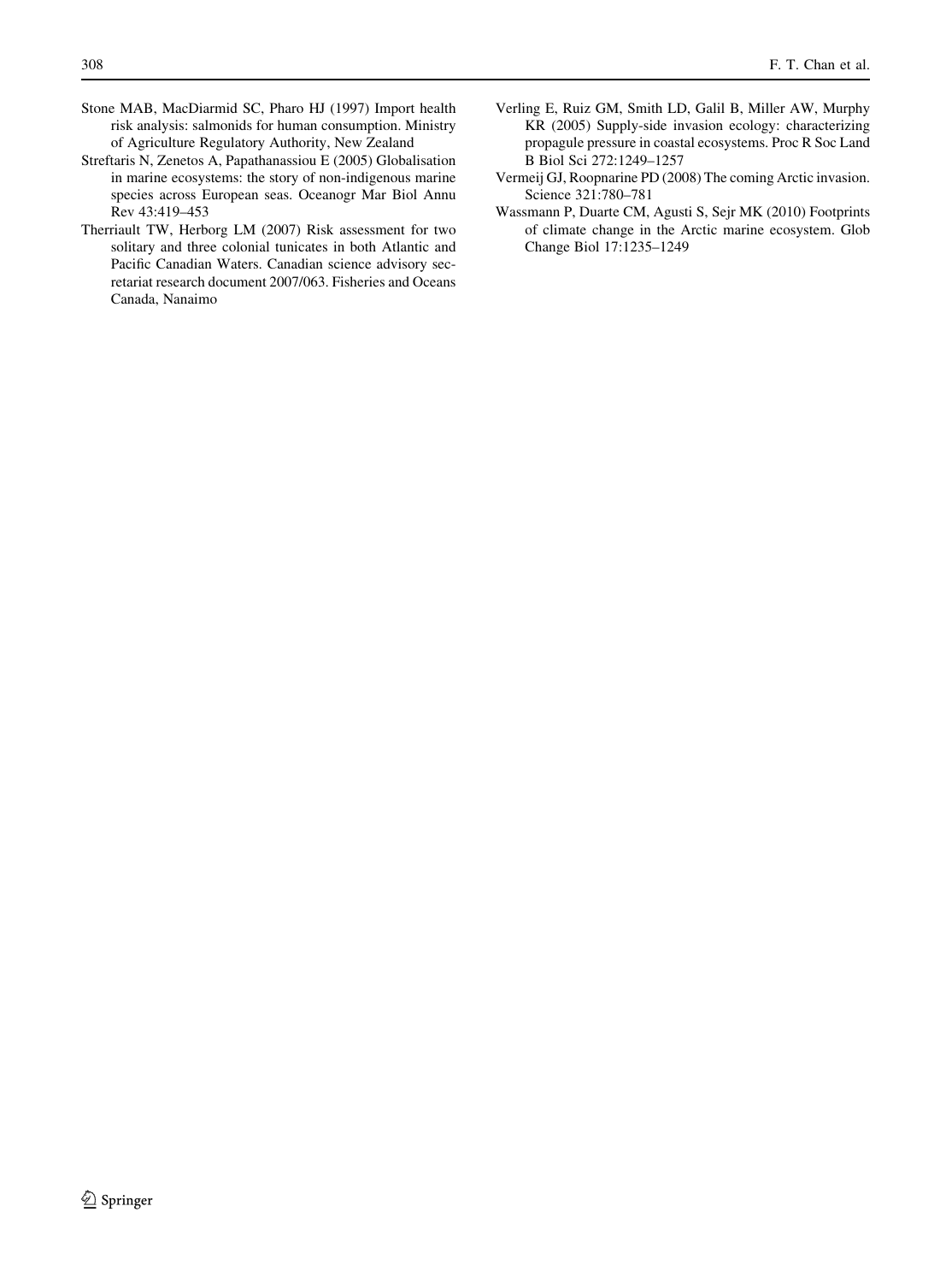Stone MAB, MacDiarmid SC, Pharo HJ (1997) Import health risk analysis: salmonids for human consumption. Ministry of Agriculture Regulatory Authority, New Zealand

Streftaris N, Zenetos A, Papathanassiou E (2005) Globalisation in marine ecosystems: the story of non-indigenous marine species across European seas. Oceanogr Mar Biol Annu Rev 43:419–453

Therriault TW, Herborg LM (2007) Risk assessment for two solitary and three colonial tunicates in both Atlantic and Pacific Canadian Waters. Canadian science advisory secretariat research document 2007/063. Fisheries and Oceans Canada, Nanaimo

Verling E, Ruiz GM, Smith LD, Galil B, Miller AW, Murphy KR (2005) Supply-side invasion ecology: characterizing propagule pressure in coastal ecosystems. Proc R Soc Land B Biol Sci 272:1249–1257

Vermeij GJ, Roopnarine PD (2008) The coming Arctic invasion. Science 321:780–781

Wassmann P, Duarte CM, Agusti S, Sejr MK (2010) Footprints of climate change in the Arctic marine ecosystem. Glob Change Biol 17:1235–1249